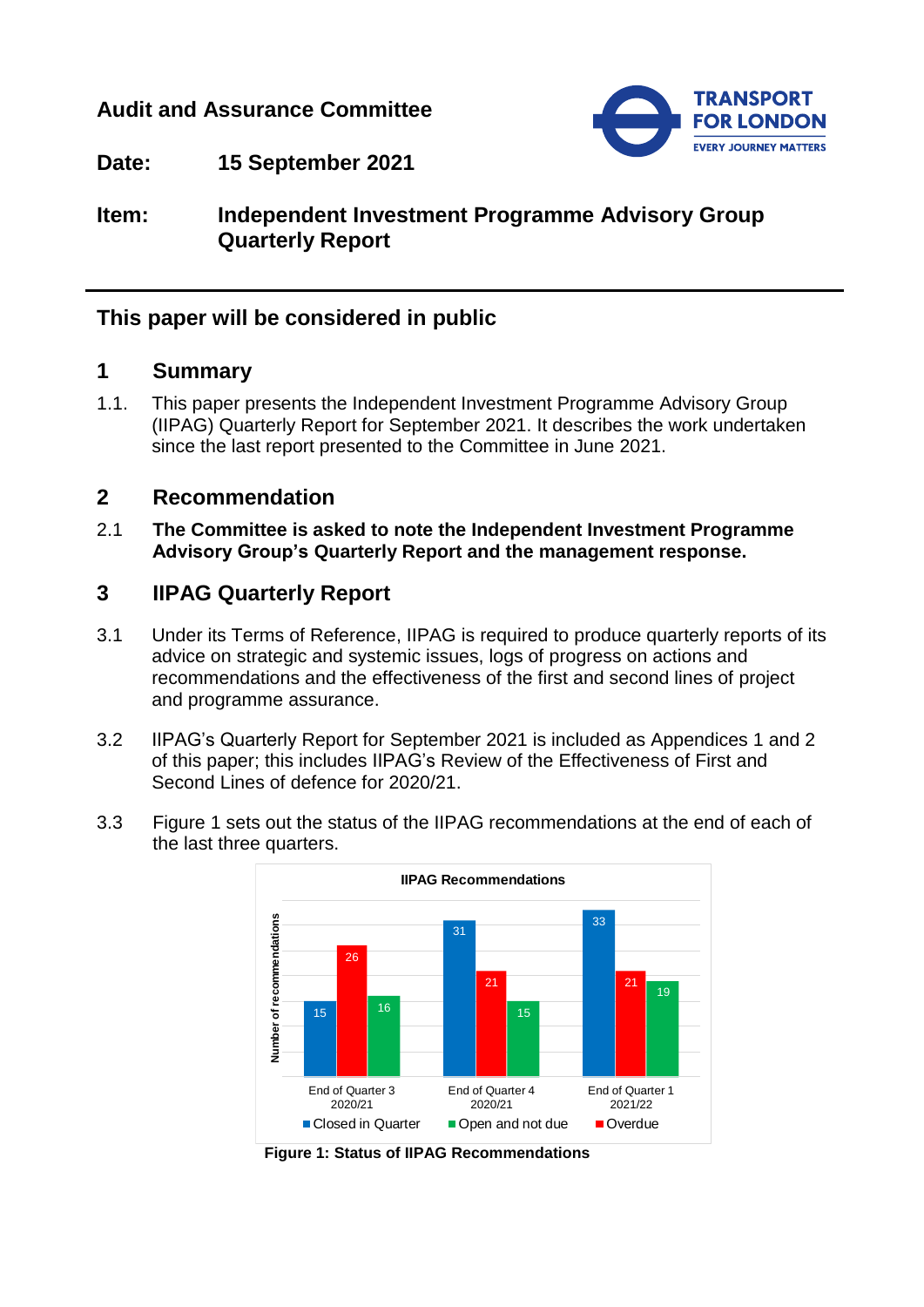**Audit and Assurance Committee**

**Date:** **15 September 2021**

**Item:** **Independent Investment Programme Advisory Group Quarterly Report**

---

## This paper will be considered in public

## 1 Summary

1.1. This paper presents the Independent Investment Programme Advisory Group (IIPAG) Quarterly Report for September 2021. It describes the work undertaken since the last report presented to the Committee in June 2021.

## 2 Recommendation

2.1 **The Committee is asked to note the Independent Investment Programme Advisory Group's Quarterly Report and the management response.**

## 3 IIPAG Quarterly Report

3.1 Under its Terms of Reference, IIPAG is required to produce quarterly reports of its advice on strategic and systemic issues, logs of progress on actions and recommendations and the effectiveness of the first and second lines of project and programme assurance.

3.2 IIPAG's Quarterly Report for September 2021 is included as Appendices 1 and 2 of this paper; this includes IIPAG's Review of the Effectiveness of First and Second Lines of defence for 2020/21.

3.3 Figure 1 sets out the status of the IIPAG recommendations at the end of each of the last three quarters.

**IIPAG Recommendations**

| Number of recommendations | Closed in Quarter | Overdue | Open and not due |
|---|---|---|---|
| End of Quarter 3 2020/21 | 15 | 26 | 16 |
| End of Quarter 4 2020/21 | 31 | 21 | 15 |
| End of Quarter 1 2021/22 | 33 | 21 | 19 |

**Figure 1: Status of IIPAG Recommendations**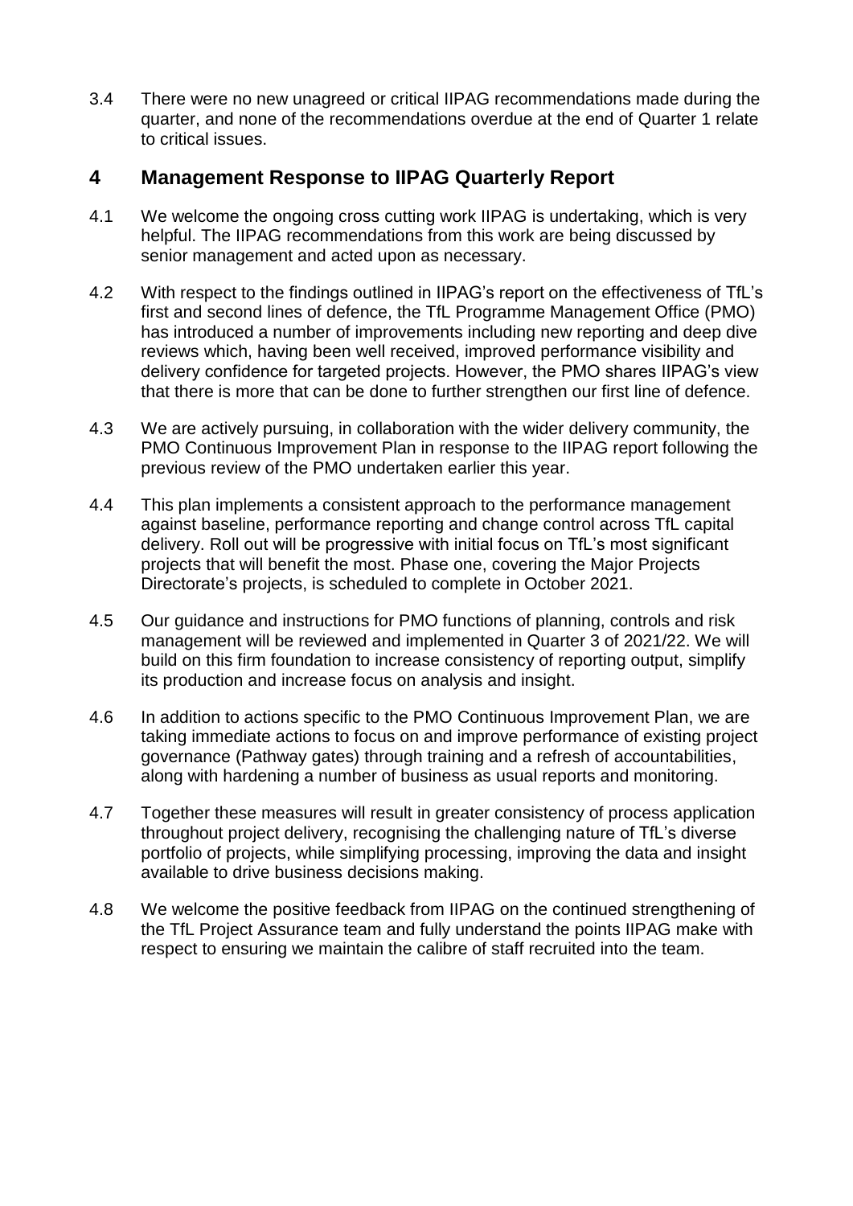3.4 There were no new unagreed or critical IIPAG recommendations made during the quarter, and none of the recommendations overdue at the end of Quarter 1 relate to critical issues.

## 4 Management Response to IIPAG Quarterly Report

4.1 We welcome the ongoing cross cutting work IIPAG is undertaking, which is very helpful. The IIPAG recommendations from this work are being discussed by senior management and acted upon as necessary.

4.2 With respect to the findings outlined in IIPAG's report on the effectiveness of TfL's first and second lines of defence, the TfL Programme Management Office (PMO) has introduced a number of improvements including new reporting and deep dive reviews which, having been well received, improved performance visibility and delivery confidence for targeted projects. However, the PMO shares IIPAG's view that there is more that can be done to further strengthen our first line of defence.

4.3 We are actively pursuing, in collaboration with the wider delivery community, the PMO Continuous Improvement Plan in response to the IIPAG report following the previous review of the PMO undertaken earlier this year.

4.4 This plan implements a consistent approach to the performance management against baseline, performance reporting and change control across TfL capital delivery. Roll out will be progressive with initial focus on TfL's most significant projects that will benefit the most. Phase one, covering the Major Projects Directorate's projects, is scheduled to complete in October 2021.

4.5 Our guidance and instructions for PMO functions of planning, controls and risk management will be reviewed and implemented in Quarter 3 of 2021/22. We will build on this firm foundation to increase consistency of reporting output, simplify its production and increase focus on analysis and insight.

4.6 In addition to actions specific to the PMO Continuous Improvement Plan, we are taking immediate actions to focus on and improve performance of existing project governance (Pathway gates) through training and a refresh of accountabilities, along with hardening a number of business as usual reports and monitoring.

4.7 Together these measures will result in greater consistency of process application throughout project delivery, recognising the challenging nature of TfL's diverse portfolio of projects, while simplifying processing, improving the data and insight available to drive business decisions making.

4.8 We welcome the positive feedback from IIPAG on the continued strengthening of the TfL Project Assurance team and fully understand the points IIPAG make with respect to ensuring we maintain the calibre of staff recruited into the team.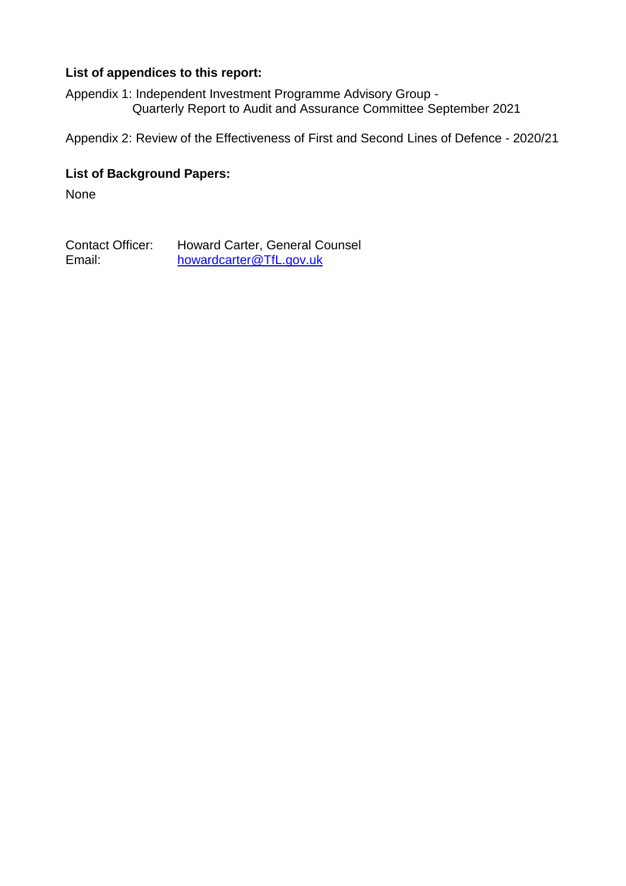**List of appendices to this report:**

Appendix 1: Independent Investment Programme Advisory Group - Quarterly Report to Audit and Assurance Committee September 2021

Appendix 2: Review of the Effectiveness of First and Second Lines of Defence - 2020/21

**List of Background Papers:**

None

Contact Officer: Howard Carter, General Counsel
Email: howardcarter@TfL.gov.uk